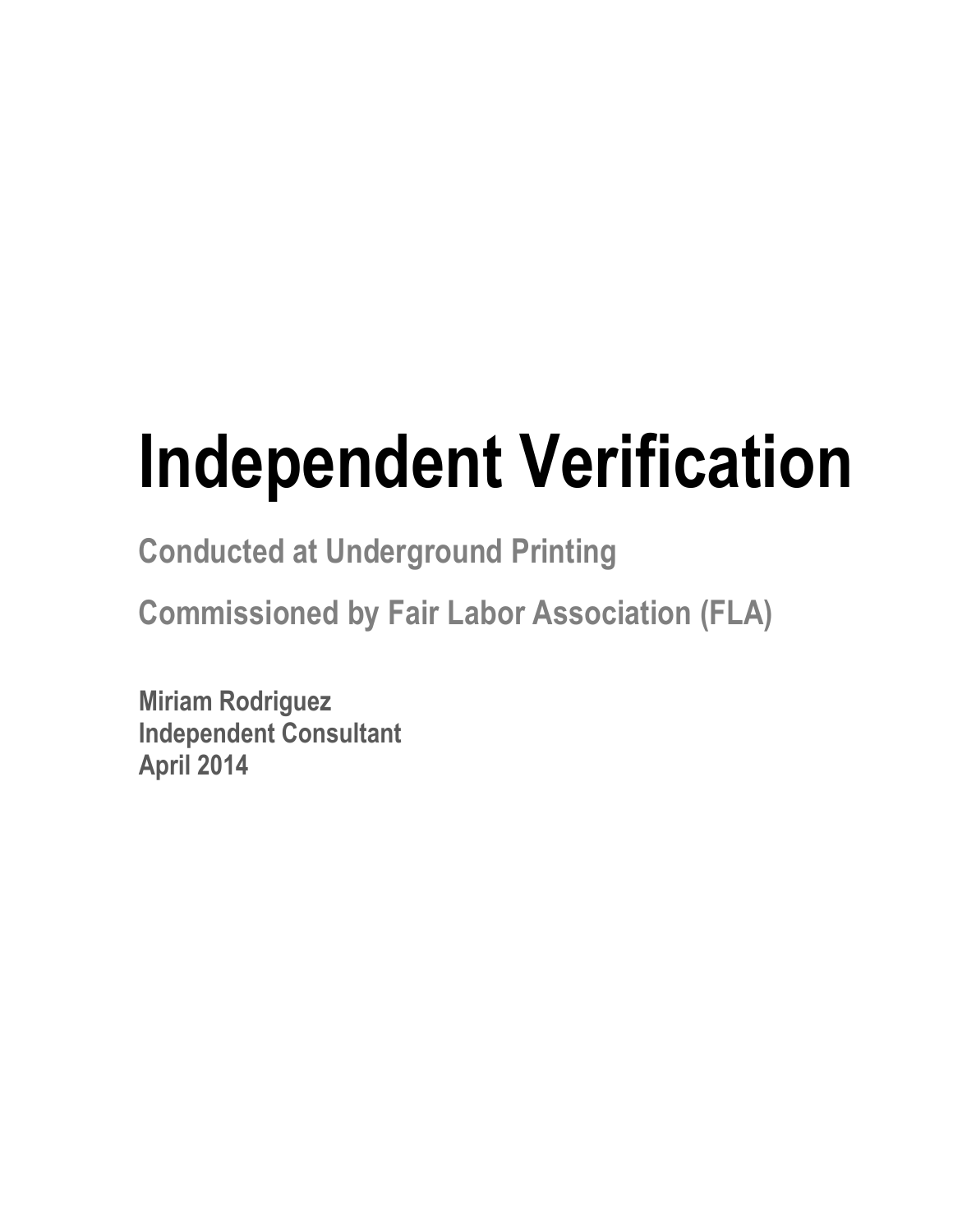# Independent Verification

## Conducted at Underground Printing

## Commissioned by Fair Labor Association (FLA)

**Miriam Rodriguez**
**Independent Consultant**
**April 2014**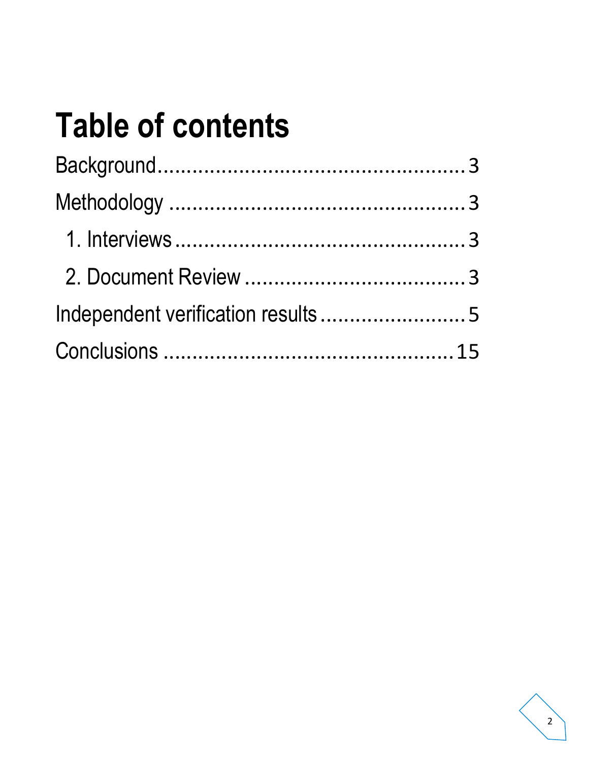# Table of contents

Background.................................................... 3

Methodology .................................................. 3

  1. Interviews................................................ 3

  2. Document Review .................................... 3

Independent verification results......................... 5

Conclusions .................................................. 15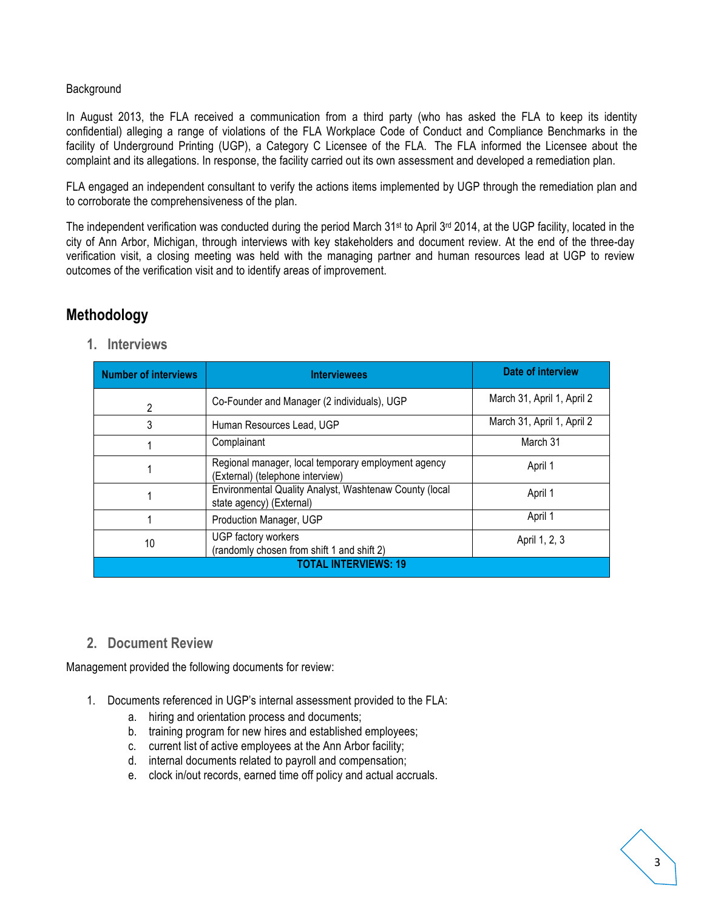Background

In August 2013, the FLA received a communication from a third party (who has asked the FLA to keep its identity confidential) alleging a range of violations of the FLA Workplace Code of Conduct and Compliance Benchmarks in the facility of Underground Printing (UGP), a Category C Licensee of the FLA. The FLA informed the Licensee about the complaint and its allegations. In response, the facility carried out its own assessment and developed a remediation plan.

FLA engaged an independent consultant to verify the actions items implemented by UGP through the remediation plan and to corroborate the comprehensiveness of the plan.

The independent verification was conducted during the period March 31st to April 3rd 2014, at the UGP facility, located in the city of Ann Arbor, Michigan, through interviews with key stakeholders and document review. At the end of the three-day verification visit, a closing meeting was held with the managing partner and human resources lead at UGP to review outcomes of the verification visit and to identify areas of improvement.

## Methodology

### 1. Interviews

| Number of interviews | Interviewees | Date of interview |
|---|---|---|
| 2 | Co-Founder and Manager (2 individuals), UGP | March 31, April 1, April 2 |
| 3 | Human Resources Lead, UGP | March 31, April 1, April 2 |
| 1 | Complainant | March 31 |
| 1 | Regional manager, local temporary employment agency (External) (telephone interview) | April 1 |
| 1 | Environmental Quality Analyst, Washtenaw County (local state agency) (External) | April 1 |
| 1 | Production Manager, UGP | April 1 |
| 10 | UGP factory workers (randomly chosen from shift 1 and shift 2) | April 1, 2, 3 |
| **TOTAL INTERVIEWS: 19** | | |

### 2. Document Review

Management provided the following documents for review:

1. Documents referenced in UGP's internal assessment provided to the FLA:
    a. hiring and orientation process and documents;
    b. training program for new hires and established employees;
    c. current list of active employees at the Ann Arbor facility;
    d. internal documents related to payroll and compensation;
    e. clock in/out records, earned time off policy and actual accruals.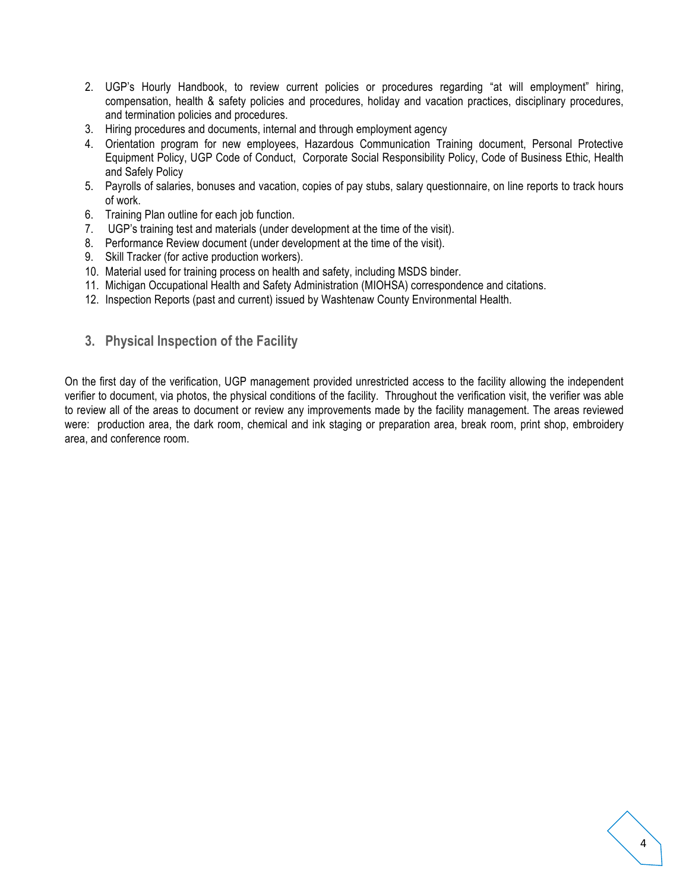2. UGP's Hourly Handbook, to review current policies or procedures regarding "at will employment" hiring, compensation, health & safety policies and procedures, holiday and vacation practices, disciplinary procedures, and termination policies and procedures.
3. Hiring procedures and documents, internal and through employment agency
4. Orientation program for new employees, Hazardous Communication Training document, Personal Protective Equipment Policy, UGP Code of Conduct, Corporate Social Responsibility Policy, Code of Business Ethic, Health and Safely Policy
5. Payrolls of salaries, bonuses and vacation, copies of pay stubs, salary questionnaire, on line reports to track hours of work.
6. Training Plan outline for each job function.
7. UGP's training test and materials (under development at the time of the visit).
8. Performance Review document (under development at the time of the visit).
9. Skill Tracker (for active production workers).
10. Material used for training process on health and safety, including MSDS binder.
11. Michigan Occupational Health and Safety Administration (MIOHSA) correspondence and citations.
12. Inspection Reports (past and current) issued by Washtenaw County Environmental Health.

## 3. Physical Inspection of the Facility

On the first day of the verification, UGP management provided unrestricted access to the facility allowing the independent verifier to document, via photos, the physical conditions of the facility. Throughout the verification visit, the verifier was able to review all of the areas to document or review any improvements made by the facility management. The areas reviewed were: production area, the dark room, chemical and ink staging or preparation area, break room, print shop, embroidery area, and conference room.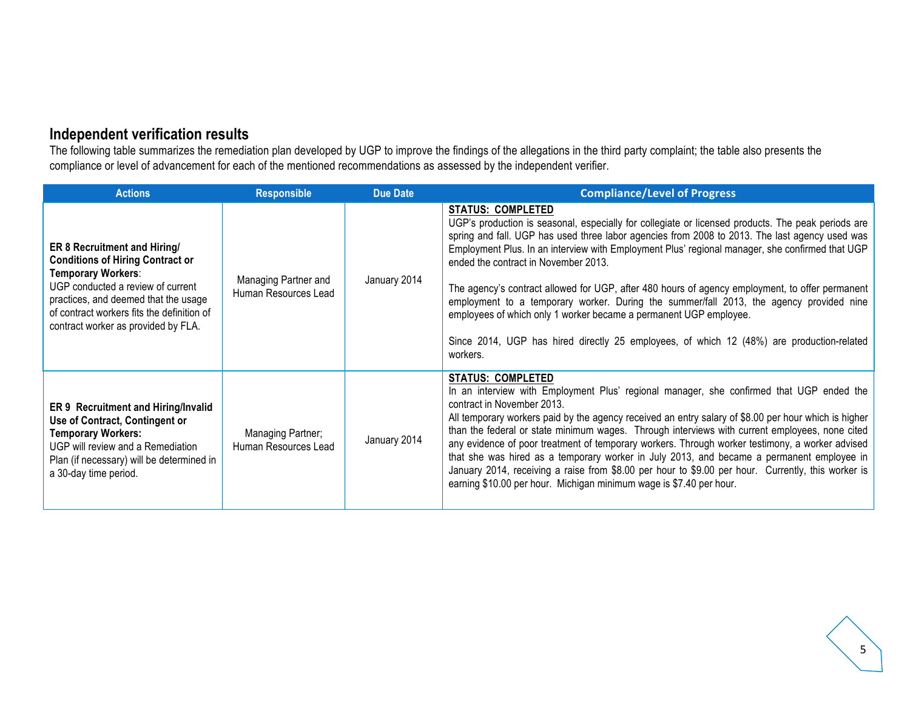## Independent verification results

The following table summarizes the remediation plan developed by UGP to improve the findings of the allegations in the third party complaint; the table also presents the compliance or level of advancement for each of the mentioned recommendations as assessed by the independent verifier.

| Actions | Responsible | Due Date | Compliance/Level of Progress |
|---|---|---|---|
| **ER 8 Recruitment and Hiring/ Conditions of Hiring Contract or Temporary Workers**: UGP conducted a review of current practices, and deemed that the usage of contract workers fits the definition of contract worker as provided by FLA. | Managing Partner and Human Resources Lead | January 2014 | **STATUS: COMPLETED**<br>UGP's production is seasonal, especially for collegiate or licensed products. The peak periods are spring and fall. UGP has used three labor agencies from 2008 to 2013. The last agency used was Employment Plus. In an interview with Employment Plus' regional manager, she confirmed that UGP ended the contract in November 2013.<br><br>The agency's contract allowed for UGP, after 480 hours of agency employment, to offer permanent employment to a temporary worker. During the summer/fall 2013, the agency provided nine employees of which only 1 worker became a permanent UGP employee.<br><br>Since 2014, UGP has hired directly 25 employees, of which 12 (48%) are production-related workers. |
| **ER 9 Recruitment and Hiring/Invalid Use of Contract, Contingent or Temporary Workers:** UGP will review and a Remediation Plan (if necessary) will be determined in a 30-day time period. | Managing Partner; Human Resources Lead | January 2014 | **STATUS: COMPLETED**<br>In an interview with Employment Plus' regional manager, she confirmed that UGP ended the contract in November 2013.<br>All temporary workers paid by the agency received an entry salary of $8.00 per hour which is higher than the federal or state minimum wages. Through interviews with current employees, none cited any evidence of poor treatment of temporary workers. Through worker testimony, a worker advised that she was hired as a temporary worker in July 2013, and became a permanent employee in January 2014, receiving a raise from $8.00 per hour to $9.00 per hour. Currently, this worker is earning $10.00 per hour. Michigan minimum wage is $7.40 per hour. |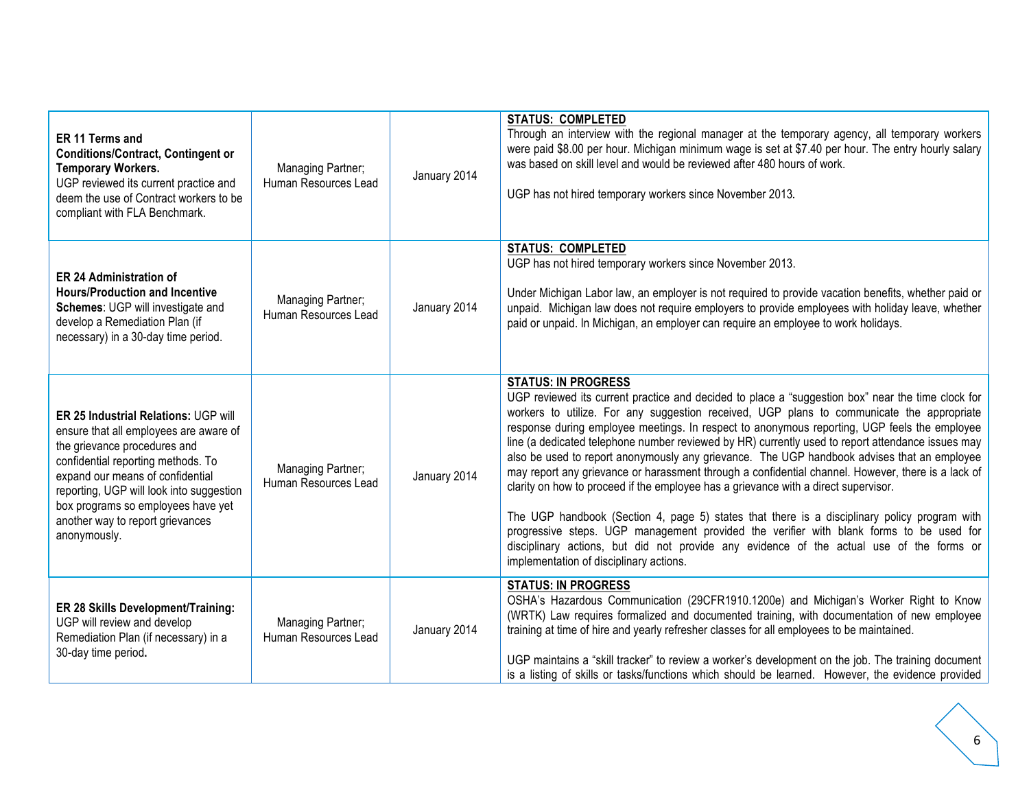| | | | |
|---|---|---|---|
| **ER 11 Terms and Conditions/Contract, Contingent or Temporary Workers.** UGP reviewed its current practice and deem the use of Contract workers to be compliant with FLA Benchmark. | Managing Partner; Human Resources Lead | January 2014 | **STATUS: COMPLETED**<br>Through an interview with the regional manager at the temporary agency, all temporary workers were paid $8.00 per hour. Michigan minimum wage is set at $7.40 per hour. The entry hourly salary was based on skill level and would be reviewed after 480 hours of work.<br><br>UGP has not hired temporary workers since November 2013. |
| **ER 24 Administration of Hours/Production and Incentive Schemes**: UGP will investigate and develop a Remediation Plan (if necessary) in a 30-day time period. | Managing Partner; Human Resources Lead | January 2014 | **STATUS: COMPLETED**<br>UGP has not hired temporary workers since November 2013.<br><br>Under Michigan Labor law, an employer is not required to provide vacation benefits, whether paid or unpaid. Michigan law does not require employers to provide employees with holiday leave, whether paid or unpaid. In Michigan, an employer can require an employee to work holidays. |
| **ER 25 Industrial Relations:** UGP will ensure that all employees are aware of the grievance procedures and confidential reporting methods. To expand our means of confidential reporting, UGP will look into suggestion box programs so employees have yet another way to report grievances anonymously. | Managing Partner; Human Resources Lead | January 2014 | **STATUS: IN PROGRESS**<br>UGP reviewed its current practice and decided to place a "suggestion box" near the time clock for workers to utilize. For any suggestion received, UGP plans to communicate the appropriate response during employee meetings. In respect to anonymous reporting, UGP feels the employee line (a dedicated telephone number reviewed by HR) currently used to report attendance issues may also be used to report anonymously any grievance. The UGP handbook advises that an employee may report any grievance or harassment through a confidential channel. However, there is a lack of clarity on how to proceed if the employee has a grievance with a direct supervisor.<br><br>The UGP handbook (Section 4, page 5) states that there is a disciplinary policy program with progressive steps. UGP management provided the verifier with blank forms to be used for disciplinary actions, but did not provide any evidence of the actual use of the forms or implementation of disciplinary actions. |
| **ER 28 Skills Development/Training:** UGP will review and develop Remediation Plan (if necessary) in a 30-day time period**.** | Managing Partner; Human Resources Lead | January 2014 | **STATUS: IN PROGRESS**<br>OSHA's Hazardous Communication (29CFR1910.1200e) and Michigan's Worker Right to Know (WRTK) Law requires formalized and documented training, with documentation of new employee training at time of hire and yearly refresher classes for all employees to be maintained.<br><br>UGP maintains a "skill tracker" to review a worker's development on the job. The training document is a listing of skills or tasks/functions which should be learned. However, the evidence provided |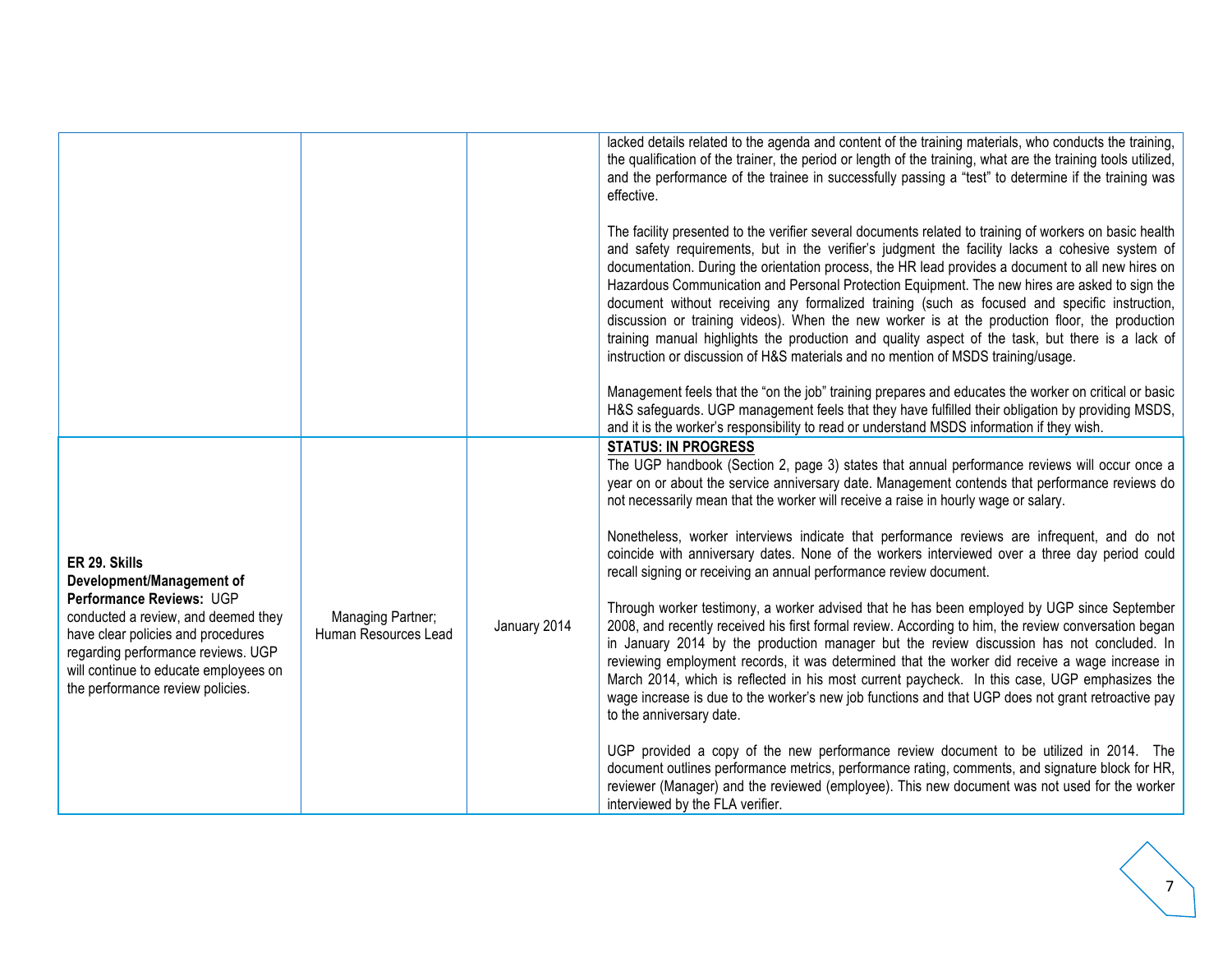| | | | |
|---|---|---|---|
| | | | lacked details related to the agenda and content of the training materials, who conducts the training, the qualification of the trainer, the period or length of the training, what are the training tools utilized, and the performance of the trainee in successfully passing a "test" to determine if the training was effective.<br><br>The facility presented to the verifier several documents related to training of workers on basic health and safety requirements, but in the verifier's judgment the facility lacks a cohesive system of documentation. During the orientation process, the HR lead provides a document to all new hires on Hazardous Communication and Personal Protection Equipment. The new hires are asked to sign the document without receiving any formalized training (such as focused and specific instruction, discussion or training videos). When the new worker is at the production floor, the production training manual highlights the production and quality aspect of the task, but there is a lack of instruction or discussion of H&S materials and no mention of MSDS training/usage.<br><br>Management feels that the "on the job" training prepares and educates the worker on critical or basic H&S safeguards. UGP management feels that they have fulfilled their obligation by providing MSDS, and it is the worker's responsibility to read or understand MSDS information if they wish. |
| **ER 29. Skills Development/Management of Performance Reviews:** UGP conducted a review, and deemed they have clear policies and procedures regarding performance reviews. UGP will continue to educate employees on the performance review policies. | Managing Partner; Human Resources Lead | January 2014 | **STATUS: IN PROGRESS**<br>The UGP handbook (Section 2, page 3) states that annual performance reviews will occur once a year on or about the service anniversary date. Management contends that performance reviews do not necessarily mean that the worker will receive a raise in hourly wage or salary.<br><br>Nonetheless, worker interviews indicate that performance reviews are infrequent, and do not coincide with anniversary dates. None of the workers interviewed over a three day period could recall signing or receiving an annual performance review document.<br><br>Through worker testimony, a worker advised that he has been employed by UGP since September 2008, and recently received his first formal review. According to him, the review conversation began in January 2014 by the production manager but the review discussion has not concluded. In reviewing employment records, it was determined that the worker did receive a wage increase in March 2014, which is reflected in his most current paycheck. In this case, UGP emphasizes the wage increase is due to the worker's new job functions and that UGP does not grant retroactive pay to the anniversary date.<br><br>UGP provided a copy of the new performance review document to be utilized in 2014. The document outlines performance metrics, performance rating, comments, and signature block for HR, reviewer (Manager) and the reviewed (employee). This new document was not used for the worker interviewed by the FLA verifier. |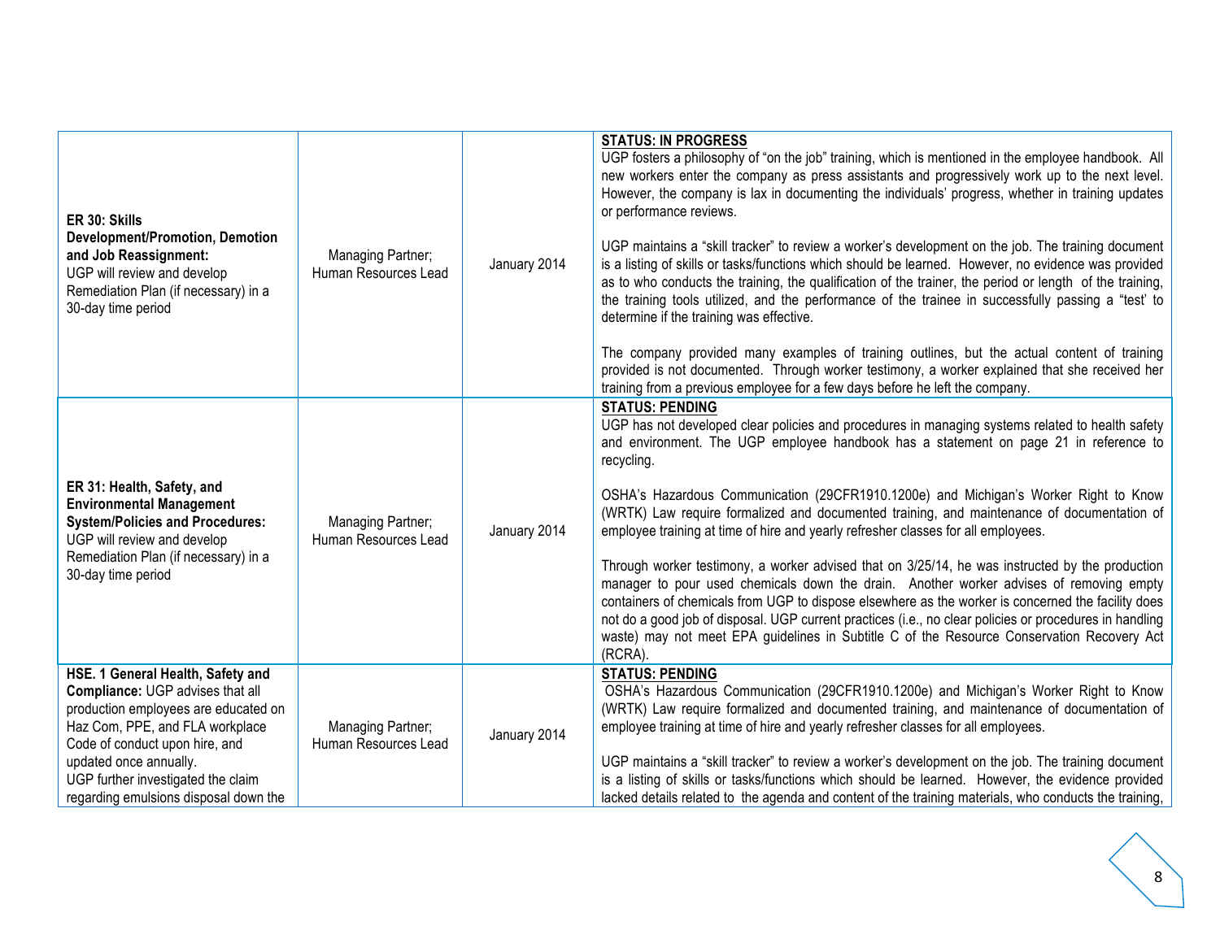| | | | |
|---|---|---|---|
| **ER 30: Skills Development/Promotion, Demotion and Job Reassignment:** UGP will review and develop Remediation Plan (if necessary) in a 30-day time period | Managing Partner; Human Resources Lead | January 2014 | **STATUS: IN PROGRESS**<br>UGP fosters a philosophy of "on the job" training, which is mentioned in the employee handbook. All new workers enter the company as press assistants and progressively work up to the next level. However, the company is lax in documenting the individuals' progress, whether in training updates or performance reviews.<br><br>UGP maintains a "skill tracker" to review a worker's development on the job. The training document is a listing of skills or tasks/functions which should be learned. However, no evidence was provided as to who conducts the training, the qualification of the trainer, the period or length of the training, the training tools utilized, and the performance of the trainee in successfully passing a "test' to determine if the training was effective.<br><br>The company provided many examples of training outlines, but the actual content of training provided is not documented. Through worker testimony, a worker explained that she received her training from a previous employee for a few days before he left the company. |
| **ER 31: Health, Safety, and Environmental Management System/Policies and Procedures:** UGP will review and develop Remediation Plan (if necessary) in a 30-day time period | Managing Partner; Human Resources Lead | January 2014 | **STATUS: PENDING**<br>UGP has not developed clear policies and procedures in managing systems related to health safety and environment. The UGP employee handbook has a statement on page 21 in reference to recycling.<br><br>OSHA's Hazardous Communication (29CFR1910.1200e) and Michigan's Worker Right to Know (WRTK) Law require formalized and documented training, and maintenance of documentation of employee training at time of hire and yearly refresher classes for all employees.<br><br>Through worker testimony, a worker advised that on 3/25/14, he was instructed by the production manager to pour used chemicals down the drain. Another worker advises of removing empty containers of chemicals from UGP to dispose elsewhere as the worker is concerned the facility does not do a good job of disposal. UGP current practices (i.e., no clear policies or procedures in handling waste) may not meet EPA guidelines in Subtitle C of the Resource Conservation Recovery Act (RCRA). |
| **HSE. 1 General Health, Safety and Compliance:** UGP advises that all production employees are educated on Haz Com, PPE, and FLA workplace Code of conduct upon hire, and updated once annually.<br>UGP further investigated the claim regarding emulsions disposal down the | Managing Partner; Human Resources Lead | January 2014 | **STATUS: PENDING**<br>OSHA's Hazardous Communication (29CFR1910.1200e) and Michigan's Worker Right to Know (WRTK) Law require formalized and documented training, and maintenance of documentation of employee training at time of hire and yearly refresher classes for all employees.<br><br>UGP maintains a "skill tracker" to review a worker's development on the job. The training document is a listing of skills or tasks/functions which should be learned. However, the evidence provided lacked details related to the agenda and content of the training materials, who conducts the training, |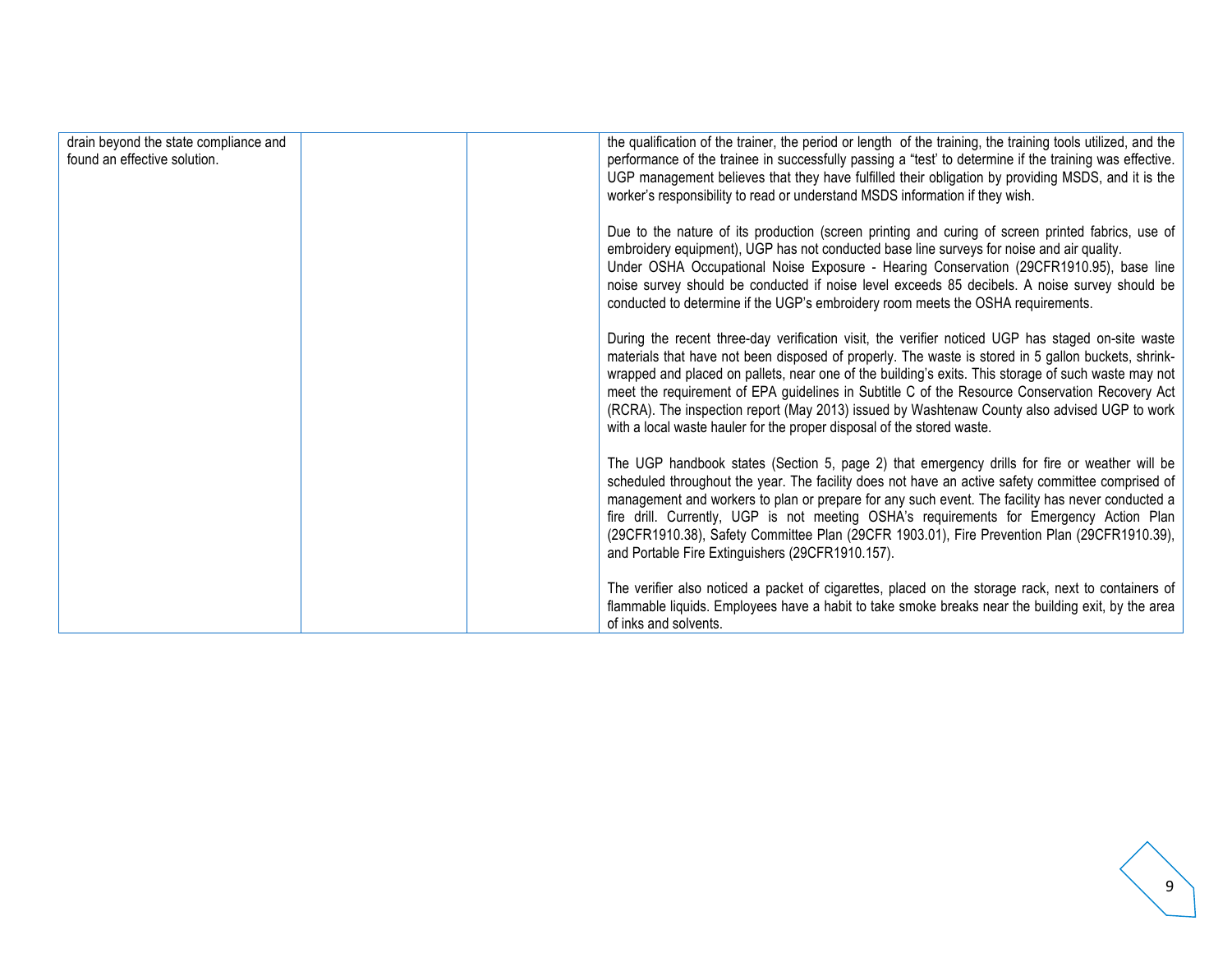| | | | |
|---|---|---|---|
| drain beyond the state compliance and found an effective solution. | | | the qualification of the trainer, the period or length of the training, the training tools utilized, and the performance of the trainee in successfully passing a "test' to determine if the training was effective. UGP management believes that they have fulfilled their obligation by providing MSDS, and it is the worker's responsibility to read or understand MSDS information if they wish.<br><br>Due to the nature of its production (screen printing and curing of screen printed fabrics, use of embroidery equipment), UGP has not conducted base line surveys for noise and air quality.<br>Under OSHA Occupational Noise Exposure - Hearing Conservation (29CFR1910.95), base line noise survey should be conducted if noise level exceeds 85 decibels. A noise survey should be conducted to determine if the UGP's embroidery room meets the OSHA requirements.<br><br>During the recent three-day verification visit, the verifier noticed UGP has staged on-site waste materials that have not been disposed of properly. The waste is stored in 5 gallon buckets, shrink-wrapped and placed on pallets, near one of the building's exits. This storage of such waste may not meet the requirement of EPA guidelines in Subtitle C of the Resource Conservation Recovery Act (RCRA). The inspection report (May 2013) issued by Washtenaw County also advised UGP to work with a local waste hauler for the proper disposal of the stored waste.<br><br>The UGP handbook states (Section 5, page 2) that emergency drills for fire or weather will be scheduled throughout the year. The facility does not have an active safety committee comprised of management and workers to plan or prepare for any such event. The facility has never conducted a fire drill. Currently, UGP is not meeting OSHA's requirements for Emergency Action Plan (29CFR1910.38), Safety Committee Plan (29CFR 1903.01), Fire Prevention Plan (29CFR1910.39), and Portable Fire Extinguishers (29CFR1910.157).<br><br>The verifier also noticed a packet of cigarettes, placed on the storage rack, next to containers of flammable liquids. Employees have a habit to take smoke breaks near the building exit, by the area of inks and solvents. |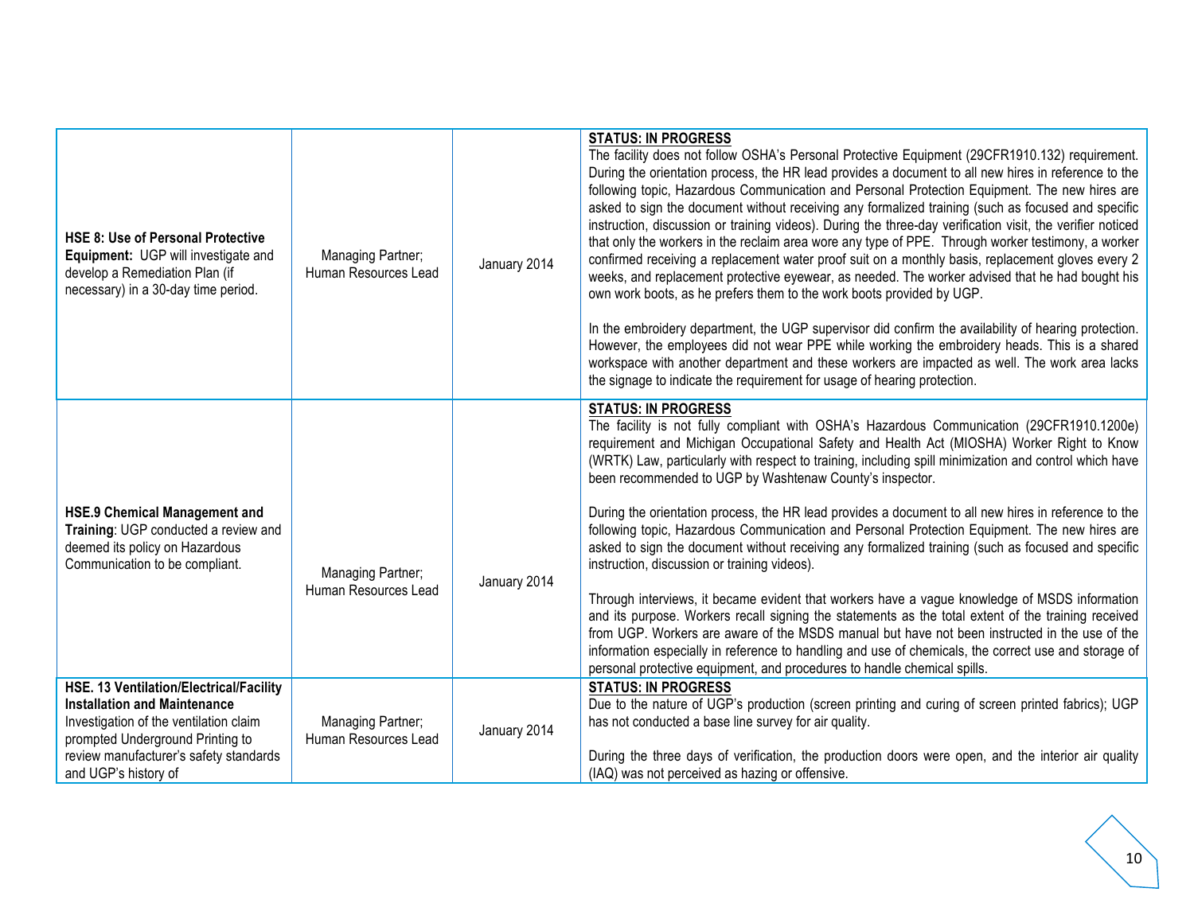| | | | |
|---|---|---|---|
| **HSE 8: Use of Personal Protective Equipment:** UGP will investigate and develop a Remediation Plan (if necessary) in a 30-day time period. | Managing Partner; Human Resources Lead | January 2014 | **<u>STATUS: IN PROGRESS</u>**<br>The facility does not follow OSHA's Personal Protective Equipment (29CFR1910.132) requirement. During the orientation process, the HR lead provides a document to all new hires in reference to the following topic, Hazardous Communication and Personal Protection Equipment. The new hires are asked to sign the document without receiving any formalized training (such as focused and specific instruction, discussion or training videos). During the three-day verification visit, the verifier noticed that only the workers in the reclaim area wore any type of PPE. Through worker testimony, a worker confirmed receiving a replacement water proof suit on a monthly basis, replacement gloves every 2 weeks, and replacement protective eyewear, as needed. The worker advised that he had bought his own work boots, as he prefers them to the work boots provided by UGP.<br><br>In the embroidery department, the UGP supervisor did confirm the availability of hearing protection. However, the employees did not wear PPE while working the embroidery heads. This is a shared workspace with another department and these workers are impacted as well. The work area lacks the signage to indicate the requirement for usage of hearing protection. |
| **HSE.9 Chemical Management and Training**: UGP conducted a review and deemed its policy on Hazardous Communication to be compliant. | Managing Partner; Human Resources Lead | January 2014 | **<u>STATUS: IN PROGRESS</u>**<br>The facility is not fully compliant with OSHA's Hazardous Communication (29CFR1910.1200e) requirement and Michigan Occupational Safety and Health Act (MIOSHA) Worker Right to Know (WRTK) Law, particularly with respect to training, including spill minimization and control which have been recommended to UGP by Washtenaw County's inspector.<br><br>During the orientation process, the HR lead provides a document to all new hires in reference to the following topic, Hazardous Communication and Personal Protection Equipment. The new hires are asked to sign the document without receiving any formalized training (such as focused and specific instruction, discussion or training videos).<br><br>Through interviews, it became evident that workers have a vague knowledge of MSDS information and its purpose. Workers recall signing the statements as the total extent of the training received from UGP. Workers are aware of the MSDS manual but have not been instructed in the use of the information especially in reference to handling and use of chemicals, the correct use and storage of personal protective equipment, and procedures to handle chemical spills. |
| **HSE. 13 Ventilation/Electrical/Facility Installation and Maintenance** Investigation of the ventilation claim prompted Underground Printing to review manufacturer's safety standards and UGP's history of | Managing Partner; Human Resources Lead | January 2014 | **<u>STATUS: IN PROGRESS</u>**<br>Due to the nature of UGP's production (screen printing and curing of screen printed fabrics); UGP has not conducted a base line survey for air quality.<br><br>During the three days of verification, the production doors were open, and the interior air quality (IAQ) was not perceived as hazing or offensive. |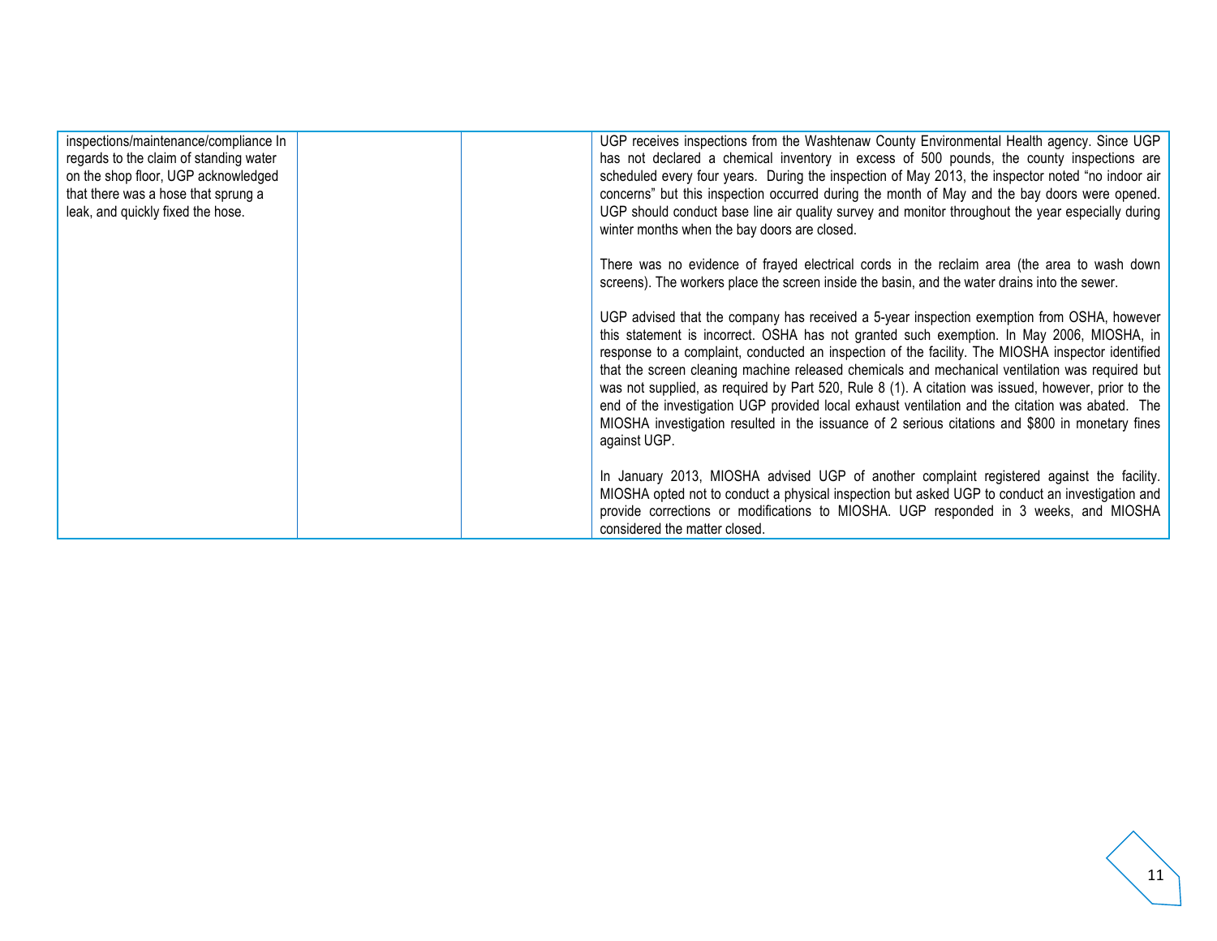| | | | |
|---|---|---|---|
| inspections/maintenance/compliance In regards to the claim of standing water on the shop floor, UGP acknowledged that there was a hose that sprung a leak, and quickly fixed the hose. | | | UGP receives inspections from the Washtenaw County Environmental Health agency. Since UGP has not declared a chemical inventory in excess of 500 pounds, the county inspections are scheduled every four years. During the inspection of May 2013, the inspector noted "no indoor air concerns" but this inspection occurred during the month of May and the bay doors were opened. UGP should conduct base line air quality survey and monitor throughout the year especially during winter months when the bay doors are closed.<br><br>There was no evidence of frayed electrical cords in the reclaim area (the area to wash down screens). The workers place the screen inside the basin, and the water drains into the sewer.<br><br>UGP advised that the company has received a 5-year inspection exemption from OSHA, however this statement is incorrect. OSHA has not granted such exemption. In May 2006, MIOSHA, in response to a complaint, conducted an inspection of the facility. The MIOSHA inspector identified that the screen cleaning machine released chemicals and mechanical ventilation was required but was not supplied, as required by Part 520, Rule 8 (1). A citation was issued, however, prior to the end of the investigation UGP provided local exhaust ventilation and the citation was abated. The MIOSHA investigation resulted in the issuance of 2 serious citations and $800 in monetary fines against UGP.<br><br>In January 2013, MIOSHA advised UGP of another complaint registered against the facility. MIOSHA opted not to conduct a physical inspection but asked UGP to conduct an investigation and provide corrections or modifications to MIOSHA. UGP responded in 3 weeks, and MIOSHA considered the matter closed. |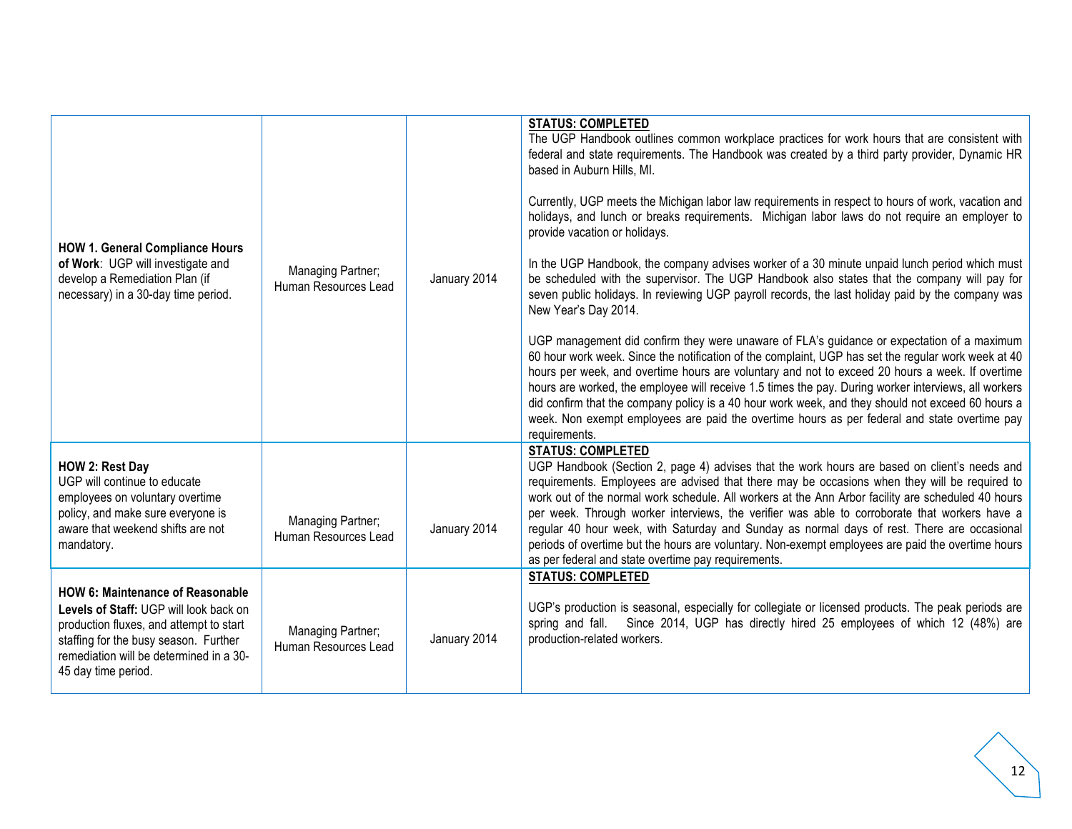| | | | |
|---|---|---|---|
| **HOW 1. General Compliance Hours of Work**: UGP will investigate and develop a Remediation Plan (if necessary) in a 30-day time period. | Managing Partner; Human Resources Lead | January 2014 | **STATUS: COMPLETED**<br>The UGP Handbook outlines common workplace practices for work hours that are consistent with federal and state requirements. The Handbook was created by a third party provider, Dynamic HR based in Auburn Hills, MI.<br><br>Currently, UGP meets the Michigan labor law requirements in respect to hours of work, vacation and holidays, and lunch or breaks requirements. Michigan labor laws do not require an employer to provide vacation or holidays.<br><br>In the UGP Handbook, the company advises worker of a 30 minute unpaid lunch period which must be scheduled with the supervisor. The UGP Handbook also states that the company will pay for seven public holidays. In reviewing UGP payroll records, the last holiday paid by the company was New Year's Day 2014.<br><br>UGP management did confirm they were unaware of FLA's guidance or expectation of a maximum 60 hour work week. Since the notification of the complaint, UGP has set the regular work week at 40 hours per week, and overtime hours are voluntary and not to exceed 20 hours a week. If overtime hours are worked, the employee will receive 1.5 times the pay. During worker interviews, all workers did confirm that the company policy is a 40 hour work week, and they should not exceed 60 hours a week. Non exempt employees are paid the overtime hours as per federal and state overtime pay requirements. |
| **HOW 2: Rest Day**<br>UGP will continue to educate employees on voluntary overtime policy, and make sure everyone is aware that weekend shifts are not mandatory. | Managing Partner; Human Resources Lead | January 2014 | **STATUS: COMPLETED**<br>UGP Handbook (Section 2, page 4) advises that the work hours are based on client's needs and requirements. Employees are advised that there may be occasions when they will be required to work out of the normal work schedule. All workers at the Ann Arbor facility are scheduled 40 hours per week. Through worker interviews, the verifier was able to corroborate that workers have a regular 40 hour week, with Saturday and Sunday as normal days of rest. There are occasional periods of overtime but the hours are voluntary. Non-exempt employees are paid the overtime hours as per federal and state overtime pay requirements. |
| **HOW 6: Maintenance of Reasonable Levels of Staff:** UGP will look back on production fluxes, and attempt to start staffing for the busy season. Further remediation will be determined in a 30-45 day time period. | Managing Partner; Human Resources Lead | January 2014 | **STATUS: COMPLETED**<br><br>UGP's production is seasonal, especially for collegiate or licensed products. The peak periods are spring and fall. Since 2014, UGP has directly hired 25 employees of which 12 (48%) are production-related workers. |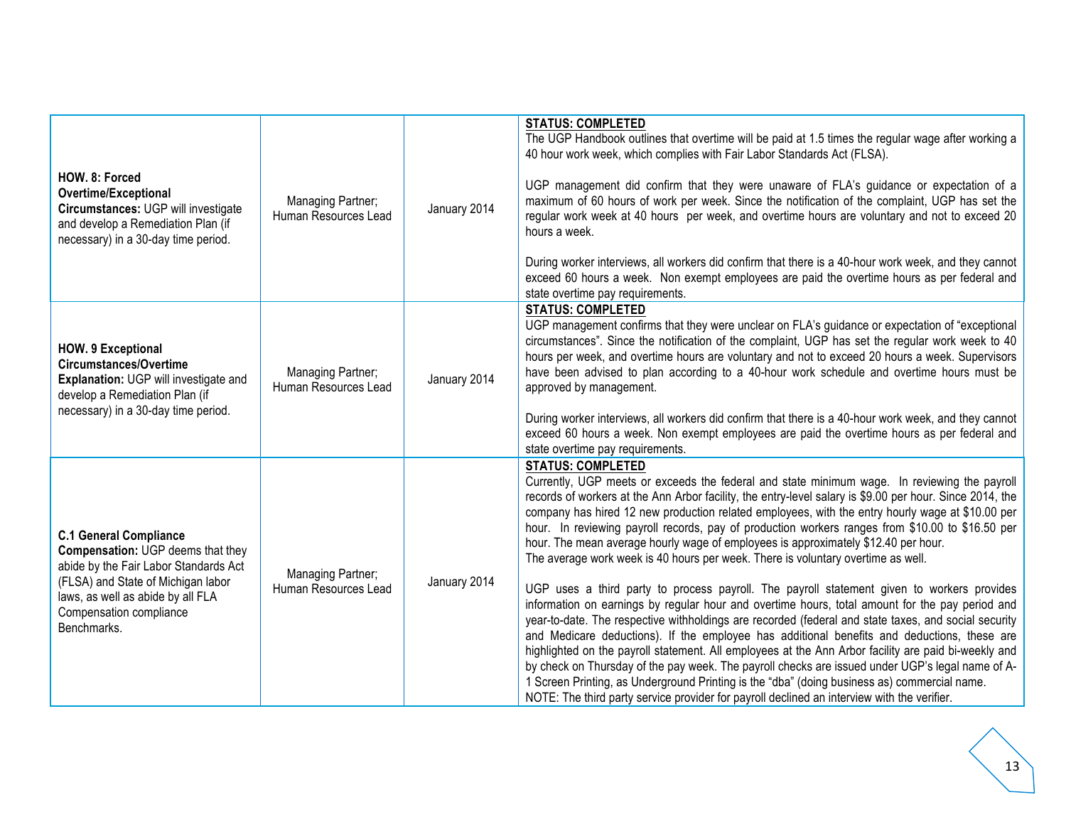| | | | |
|---|---|---|---|
| **HOW. 8: Forced Overtime/Exceptional Circumstances:** UGP will investigate and develop a Remediation Plan (if necessary) in a 30-day time period. | Managing Partner; Human Resources Lead | January 2014 | **STATUS: COMPLETED**<br>The UGP Handbook outlines that overtime will be paid at 1.5 times the regular wage after working a 40 hour work week, which complies with Fair Labor Standards Act (FLSA).<br><br>UGP management did confirm that they were unaware of FLA's guidance or expectation of a maximum of 60 hours of work per week. Since the notification of the complaint, UGP has set the regular work week at 40 hours per week, and overtime hours are voluntary and not to exceed 20 hours a week.<br><br>During worker interviews, all workers did confirm that there is a 40-hour work week, and they cannot exceed 60 hours a week. Non exempt employees are paid the overtime hours as per federal and state overtime pay requirements. |
| **HOW. 9 Exceptional Circumstances/Overtime Explanation:** UGP will investigate and develop a Remediation Plan (if necessary) in a 30-day time period. | Managing Partner; Human Resources Lead | January 2014 | **STATUS: COMPLETED**<br>UGP management confirms that they were unclear on FLA's guidance or expectation of "exceptional circumstances". Since the notification of the complaint, UGP has set the regular work week to 40 hours per week, and overtime hours are voluntary and not to exceed 20 hours a week. Supervisors have been advised to plan according to a 40-hour work schedule and overtime hours must be approved by management.<br><br>During worker interviews, all workers did confirm that there is a 40-hour work week, and they cannot exceed 60 hours a week. Non exempt employees are paid the overtime hours as per federal and state overtime pay requirements. |
| **C.1 General Compliance Compensation:** UGP deems that they abide by the Fair Labor Standards Act (FLSA) and State of Michigan labor laws, as well as abide by all FLA Compensation compliance Benchmarks. | Managing Partner; Human Resources Lead | January 2014 | **STATUS: COMPLETED**<br>Currently, UGP meets or exceeds the federal and state minimum wage. In reviewing the payroll records of workers at the Ann Arbor facility, the entry-level salary is $9.00 per hour. Since 2014, the company has hired 12 new production related employees, with the entry hourly wage at $10.00 per hour. In reviewing payroll records, pay of production workers ranges from $10.00 to $16.50 per hour. The mean average hourly wage of employees is approximately $12.40 per hour.<br>The average work week is 40 hours per week. There is voluntary overtime as well.<br><br>UGP uses a third party to process payroll. The payroll statement given to workers provides information on earnings by regular hour and overtime hours, total amount for the pay period and year-to-date. The respective withholdings are recorded (federal and state taxes, and social security and Medicare deductions). If the employee has additional benefits and deductions, these are highlighted on the payroll statement. All employees at the Ann Arbor facility are paid bi-weekly and by check on Thursday of the pay week. The payroll checks are issued under UGP's legal name of A-1 Screen Printing, as Underground Printing is the "dba" (doing business as) commercial name.<br>NOTE: The third party service provider for payroll declined an interview with the verifier. |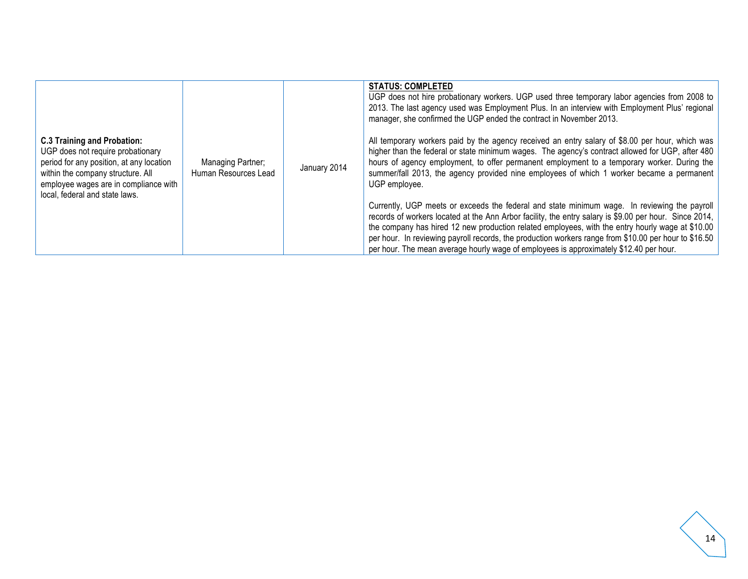| **C.3 Training and Probation:**<br>UGP does not require probationary period for any position, at any location within the company structure. All employee wages are in compliance with local, federal and state laws. | Managing Partner; Human Resources Lead | January 2014 | **STATUS: COMPLETED**<br>UGP does not hire probationary workers. UGP used three temporary labor agencies from 2008 to 2013. The last agency used was Employment Plus. In an interview with Employment Plus' regional manager, she confirmed the UGP ended the contract in November 2013.<br><br>All temporary workers paid by the agency received an entry salary of $8.00 per hour, which was higher than the federal or state minimum wages. The agency's contract allowed for UGP, after 480 hours of agency employment, to offer permanent employment to a temporary worker. During the summer/fall 2013, the agency provided nine employees of which 1 worker became a permanent UGP employee.<br><br>Currently, UGP meets or exceeds the federal and state minimum wage. In reviewing the payroll records of workers located at the Ann Arbor facility, the entry salary is $9.00 per hour. Since 2014, the company has hired 12 new production related employees, with the entry hourly wage at $10.00 per hour. In reviewing payroll records, the production workers range from $10.00 per hour to $16.50 per hour. The mean average hourly wage of employees is approximately $12.40 per hour. |
|---|---|---|---|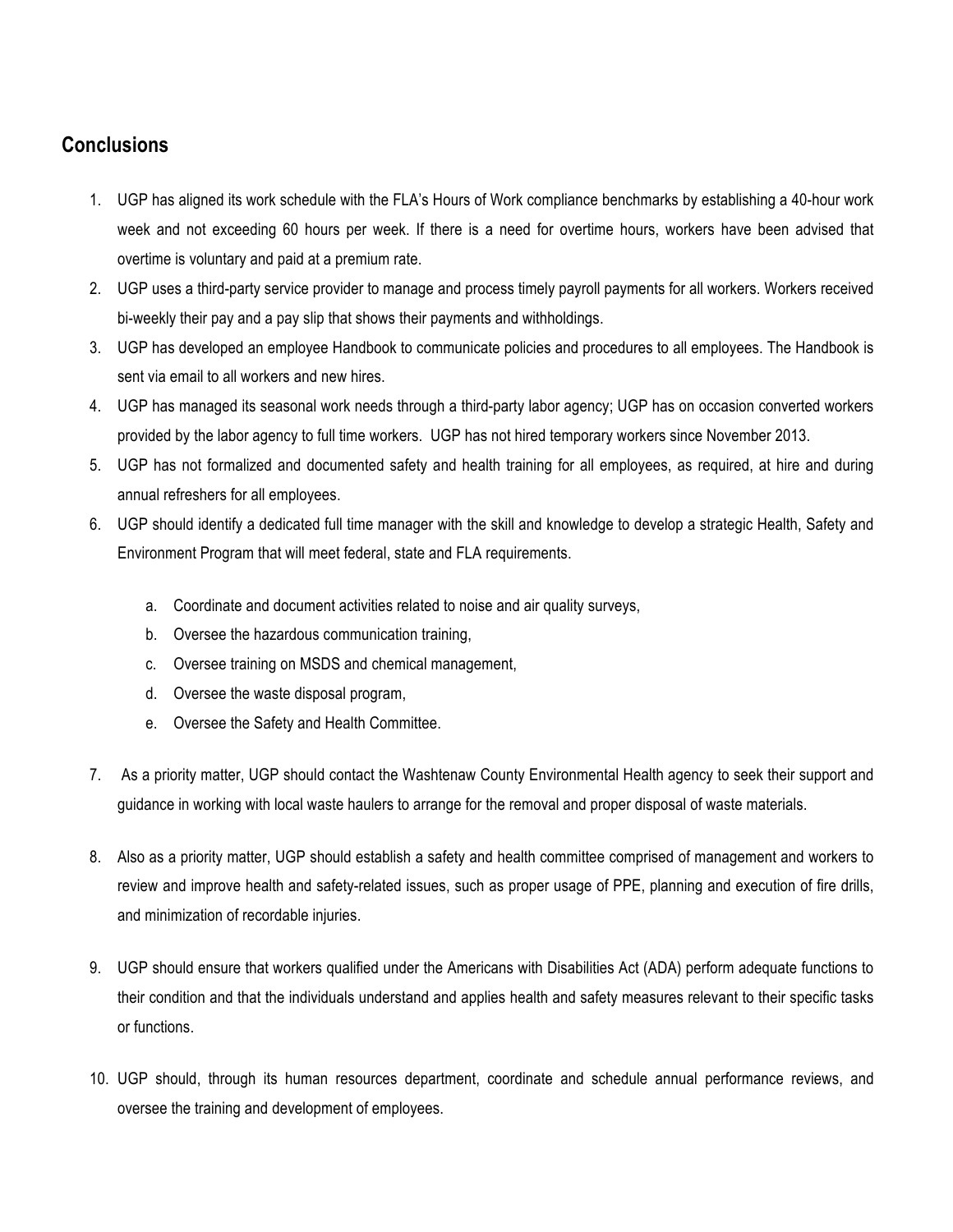## Conclusions

1. UGP has aligned its work schedule with the FLA's Hours of Work compliance benchmarks by establishing a 40-hour work week and not exceeding 60 hours per week. If there is a need for overtime hours, workers have been advised that overtime is voluntary and paid at a premium rate.
2. UGP uses a third-party service provider to manage and process timely payroll payments for all workers. Workers received bi-weekly their pay and a pay slip that shows their payments and withholdings.
3. UGP has developed an employee Handbook to communicate policies and procedures to all employees. The Handbook is sent via email to all workers and new hires.
4. UGP has managed its seasonal work needs through a third-party labor agency; UGP has on occasion converted workers provided by the labor agency to full time workers. UGP has not hired temporary workers since November 2013.
5. UGP has not formalized and documented safety and health training for all employees, as required, at hire and during annual refreshers for all employees.
6. UGP should identify a dedicated full time manager with the skill and knowledge to develop a strategic Health, Safety and Environment Program that will meet federal, state and FLA requirements.

    a. Coordinate and document activities related to noise and air quality surveys,
    b. Oversee the hazardous communication training,
    c. Oversee training on MSDS and chemical management,
    d. Oversee the waste disposal program,
    e. Oversee the Safety and Health Committee.

7. As a priority matter, UGP should contact the Washtenaw County Environmental Health agency to seek their support and guidance in working with local waste haulers to arrange for the removal and proper disposal of waste materials.

8. Also as a priority matter, UGP should establish a safety and health committee comprised of management and workers to review and improve health and safety-related issues, such as proper usage of PPE, planning and execution of fire drills, and minimization of recordable injuries.

9. UGP should ensure that workers qualified under the Americans with Disabilities Act (ADA) perform adequate functions to their condition and that the individuals understand and applies health and safety measures relevant to their specific tasks or functions.

10. UGP should, through its human resources department, coordinate and schedule annual performance reviews, and oversee the training and development of employees.